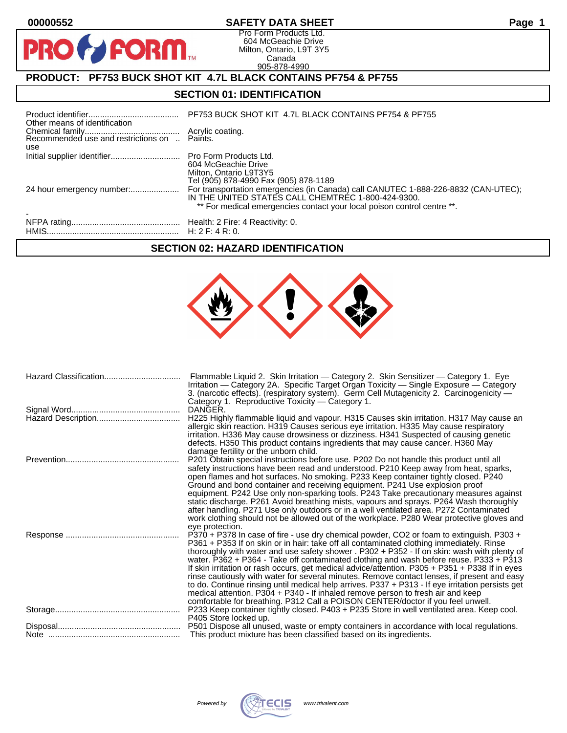# SAFETY DATA SHEET

00000552

Pro Form Products Ltd.
604 McGeachie Drive
Milton, Ontario, L9T 3Y5
Canada
905-878-4990

## PRODUCT: PF753 BUCK SHOT KIT 4.7L BLACK CONTAINS PF754 & PF755

## SECTION 01: IDENTIFICATION

| | |
|---|---|
| Product identifier | PF753 BUCK SHOT KIT 4.7L BLACK CONTAINS PF754 & PF755 |
| Other means of identification | |
| Chemical family | Acrylic coating. |
| Recommended use and restrictions on use | Paints. |
| Initial supplier identifier | Pro Form Products Ltd.<br>604 McGeachie Drive<br>Milton, Ontario L9T3Y5<br>Tel (905) 878-4990 Fax (905) 878-1189 |
| 24 hour emergency number: | For transportation emergencies (in Canada) call CANUTEC 1-888-226-8832 (CAN-UTEC); IN THE UNITED STATES CALL CHEMTREC 1-800-424-9300.<br>** For medical emergencies contact your local poison control centre **. |
| - | |
| NFPA rating | Health: 2 Fire: 4 Reactivity: 0. |
| HMIS | H: 2 F: 4 R: 0. |

## SECTION 02: HAZARD IDENTIFICATION

| | |
|---|---|
| Hazard Classification | Flammable Liquid 2. Skin Irritation — Category 2. Skin Sensitizer — Category 1. Eye Irritation — Category 2A. Specific Target Organ Toxicity — Single Exposure — Category 3. (narcotic effects). (respiratory system). Germ Cell Mutagenicity 2. Carcinogenicity — Category 1. Reproductive Toxicity — Category 1. |
| Signal Word | DANGER. |
| Hazard Description | H225 Highly flammable liquid and vapour. H315 Causes skin irritation. H317 May cause an allergic skin reaction. H319 Causes serious eye irritation. H335 May cause respiratory irritation. H336 May cause drowsiness or dizziness. H341 Suspected of causing genetic defects. H350 This product contains ingredients that may cause cancer. H360 May damage fertility or the unborn child. |
| Prevention | P201 Obtain special instructions before use. P202 Do not handle this product until all safety instructions have been read and understood. P210 Keep away from heat, sparks, open flames and hot surfaces. No smoking. P233 Keep container tightly closed. P240 Ground and bond container and receiving equipment. P241 Use explosion proof equipment. P242 Use only non-sparking tools. P243 Take precautionary measures against static discharge. P261 Avoid breathing mists, vapours and sprays. P264 Wash thoroughly after handling. P271 Use only outdoors or in a well ventilated area. P272 Contaminated work clothing should not be allowed out of the workplace. P280 Wear protective gloves and eye protection. |
| Response | P370 + P378 In case of fire - use dry chemical powder, CO2 or foam to extinguish. P303 + P361 + P353 If on skin or in hair: take off all contaminated clothing immediately. Rinse thoroughly with water and use safety shower . P302 + P352 - If on skin: wash with plenty of water. P362 + P364 - Take off contaminated clothing and wash before reuse. P333 + P313 If skin irritation or rash occurs, get medical advice/attention. P305 + P351 + P338 If in eyes rinse cautiously with water for several minutes. Remove contact lenses, if present and easy to do. Continue rinsing until medical help arrives. P337 + P313 - If eye irritation persists get medical attention. P304 + P340 - If inhaled remove person to fresh air and keep comfortable for breathing. P312 Call a POISON CENTER/doctor if you feel unwell. |
| Storage | P233 Keep container tightly closed. P403 + P235 Store in well ventilated area. Keep cool. P405 Store locked up. |
| Disposal | P501 Dispose all unused, waste or empty containers in accordance with local regulations. |
| Note | This product mixture has been classified based on its ingredients. |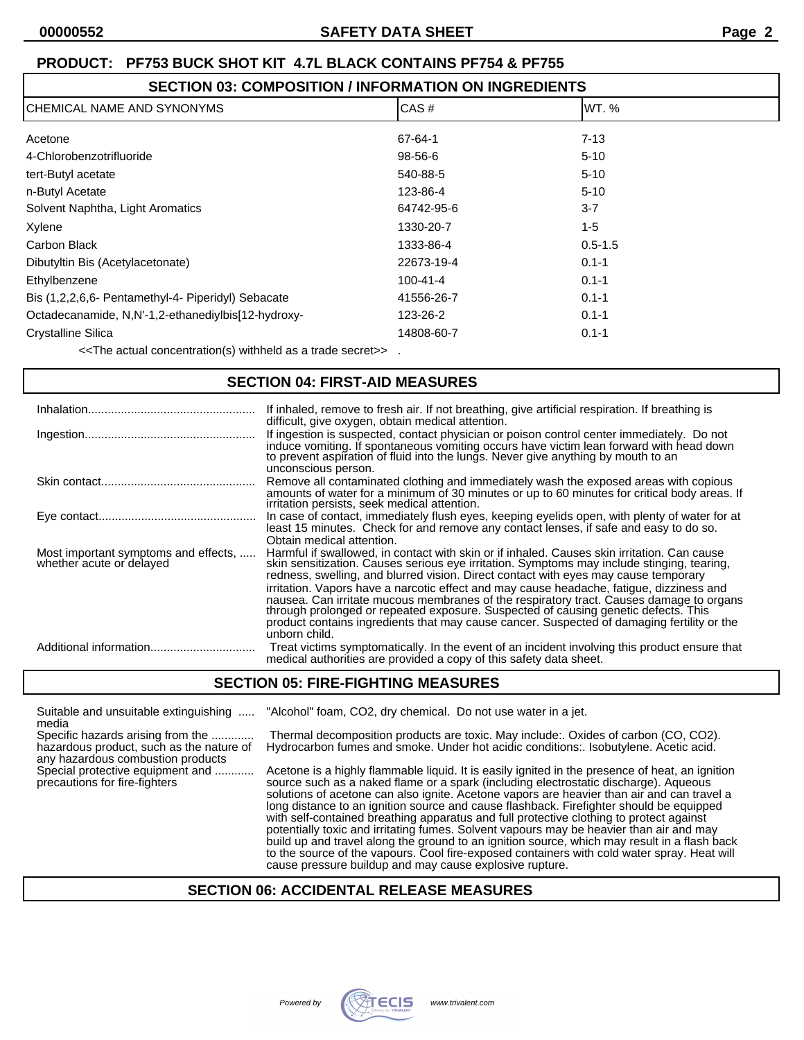**PRODUCT: PF753 BUCK SHOT KIT 4.7L BLACK CONTAINS PF754 & PF755**

## SECTION 03: COMPOSITION / INFORMATION ON INGREDIENTS

| CHEMICAL NAME AND SYNONYMS | CAS # | WT. % |
|---|---|---|
| Acetone | 67-64-1 | 7-13 |
| 4-Chlorobenzotrifluoride | 98-56-6 | 5-10 |
| tert-Butyl acetate | 540-88-5 | 5-10 |
| n-Butyl Acetate | 123-86-4 | 5-10 |
| Solvent Naphtha, Light Aromatics | 64742-95-6 | 3-7 |
| Xylene | 1330-20-7 | 1-5 |
| Carbon Black | 1333-86-4 | 0.5-1.5 |
| Dibutyltin Bis (Acetylacetonate) | 22673-19-4 | 0.1-1 |
| Ethylbenzene | 100-41-4 | 0.1-1 |
| Bis (1,2,2,6,6- Pentamethyl-4- Piperidyl) Sebacate | 41556-26-7 | 0.1-1 |
| Octadecanamide, N,N'-1,2-ethanediylbis[12-hydroxy- | 123-26-2 | 0.1-1 |
| Crystalline Silica | 14808-60-7 | 0.1-1 |

<<The actual concentration(s) withheld as a trade secret>> .

## SECTION 04: FIRST-AID MEASURES

**Inhalation:** If inhaled, remove to fresh air. If not breathing, give artificial respiration. If breathing is difficult, give oxygen, obtain medical attention.

**Ingestion:** If ingestion is suspected, contact physician or poison control center immediately. Do not induce vomiting. If spontaneous vomiting occurs have victim lean forward with head down to prevent aspiration of fluid into the lungs. Never give anything by mouth to an unconscious person.

**Skin contact:** Remove all contaminated clothing and immediately wash the exposed areas with copious amounts of water for a minimum of 30 minutes or up to 60 minutes for critical body areas. If irritation persists, seek medical attention.

**Eye contact:** In case of contact, immediately flush eyes, keeping eyelids open, with plenty of water for at least 15 minutes. Check for and remove any contact lenses, if safe and easy to do so. Obtain medical attention.

**Most important symptoms and effects, whether acute or delayed:** Harmful if swallowed, in contact with skin or if inhaled. Causes skin irritation. Can cause skin sensitization. Causes serious eye irritation. Symptoms may include stinging, tearing, redness, swelling, and blurred vision. Direct contact with eyes may cause temporary irritation. Vapors have a narcotic effect and may cause headache, fatigue, dizziness and nausea. Can irritate mucous membranes of the respiratory tract. Causes damage to organs through prolonged or repeated exposure. Suspected of causing genetic defects. This product contains ingredients that may cause cancer. Suspected of damaging fertility or the unborn child.

**Additional information:** Treat victims symptomatically. In the event of an incident involving this product ensure that medical authorities are provided a copy of this safety data sheet.

## SECTION 05: FIRE-FIGHTING MEASURES

**Suitable and unsuitable extinguishing media:** "Alcohol" foam, $CO_2$, dry chemical. Do not use water in a jet.

**Specific hazards arising from the hazardous product, such as the nature of any hazardous combustion products:** Thermal decomposition products are toxic. May include:. Oxides of carbon (CO, $CO_2$). Hydrocarbon fumes and smoke. Under hot acidic conditions:. Isobutylene. Acetic acid.

**Special protective equipment and precautions for fire-fighters:** Acetone is a highly flammable liquid. It is easily ignited in the presence of heat, an ignition source such as a naked flame or a spark (including electrostatic discharge). Aqueous solutions of acetone can also ignite. Acetone vapors are heavier than air and can travel a long distance to an ignition source and cause flashback. Firefighter should be equipped with self-contained breathing apparatus and full protective clothing to protect against potentially toxic and irritating fumes. Solvent vapours may be heavier than air and may build up and travel along the ground to an ignition source, which may result in a flash back to the source of the vapours. Cool fire-exposed containers with cold water spray. Heat will cause pressure buildup and may cause explosive rupture.

## SECTION 06: ACCIDENTAL RELEASE MEASURES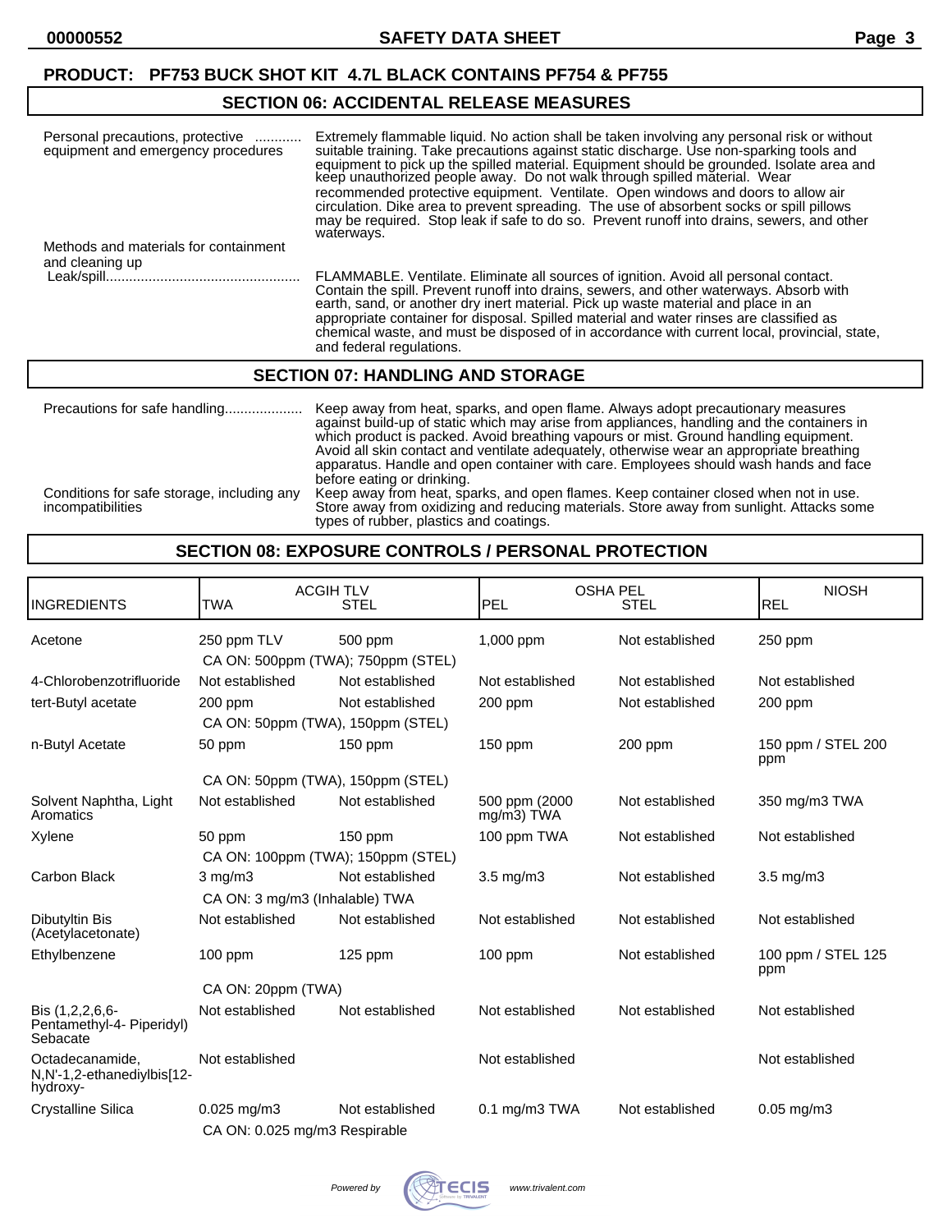**PRODUCT: PF753 BUCK SHOT KIT 4.7L BLACK CONTAINS PF754 & PF755**

## SECTION 06: ACCIDENTAL RELEASE MEASURES

**Personal precautions, protective equipment and emergency procedures** ............ Extremely flammable liquid. No action shall be taken involving any personal risk or without suitable training. Take precautions against static discharge. Use non-sparking tools and equipment to pick up the spilled material. Equipment should be grounded. Isolate area and keep unauthorized people away. Do not walk through spilled material. Wear recommended protective equipment. Ventilate. Open windows and doors to allow air circulation. Dike area to prevent spreading. The use of absorbent socks or spill pillows may be required. Stop leak if safe to do so. Prevent runoff into drains, sewers, and other waterways.

**Methods and materials for containment and cleaning up**

**Leak/spill**.................................................. FLAMMABLE. Ventilate. Eliminate all sources of ignition. Avoid all personal contact. Contain the spill. Prevent runoff into drains, sewers, and other waterways. Absorb with earth, sand, or another dry inert material. Pick up waste material and place in an appropriate container for disposal. Spilled material and water rinses are classified as chemical waste, and must be disposed of in accordance with current local, provincial, state, and federal regulations.

## SECTION 07: HANDLING AND STORAGE

**Precautions for safe handling**.................... Keep away from heat, sparks, and open flame. Always adopt precautionary measures against build-up of static which may arise from appliances, handling and the containers in which product is packed. Avoid breathing vapours or mist. Ground handling equipment. Avoid all skin contact and ventilate adequately, otherwise wear an appropriate breathing apparatus. Handle and open container with care. Employees should wash hands and face before eating or drinking.

**Conditions for safe storage, including any incompatibilities** Keep away from heat, sparks, and open flames. Keep container closed when not in use. Store away from oxidizing and reducing materials. Store away from sunlight. Attacks some types of rubber, plastics and coatings.

## SECTION 08: EXPOSURE CONTROLS / PERSONAL PROTECTION

| INGREDIENTS | ACGIH TLV TWA | ACGIH TLV STEL | OSHA PEL PEL | OSHA PEL STEL | NIOSH REL |
|---|---|---|---|---|---|
| Acetone | 250 ppm TLV | 500 ppm | 1,000 ppm | Not established | 250 ppm |
| | CA ON: 500ppm (TWA); 750ppm (STEL) | | | | |
| 4-Chlorobenzotrifluoride | Not established | Not established | Not established | Not established | Not established |
| tert-Butyl acetate | 200 ppm | Not established | 200 ppm | Not established | 200 ppm |
| | CA ON: 50ppm (TWA), 150ppm (STEL) | | | | |
| n-Butyl Acetate | 50 ppm | 150 ppm | 150 ppm | 200 ppm | 150 ppm / STEL 200 ppm |
| | CA ON: 50ppm (TWA), 150ppm (STEL) | | | | |
| Solvent Naphtha, Light Aromatics | Not established | Not established | 500 ppm (2000 mg/m3) TWA | Not established | 350 mg/m3 TWA |
| Xylene | 50 ppm | 150 ppm | 100 ppm TWA | Not established | Not established |
| | CA ON: 100ppm (TWA); 150ppm (STEL) | | | | |
| Carbon Black | 3 mg/m3 | Not established | 3.5 mg/m3 | Not established | 3.5 mg/m3 |
| | CA ON: 3 mg/m3 (Inhalable) TWA | | | | |
| Dibutyltin Bis (Acetylacetonate) | Not established | Not established | Not established | Not established | Not established |
| Ethylbenzene | 100 ppm | 125 ppm | 100 ppm | Not established | 100 ppm / STEL 125 ppm |
| | CA ON: 20ppm (TWA) | | | | |
| Bis (1,2,2,6,6-Pentamethyl-4- Piperidyl) Sebacate | Not established | Not established | Not established | Not established | Not established |
| Octadecanamide, N,N'-1,2-ethanediylbis[12-hydroxy- | Not established | | Not established | | Not established |
| Crystalline Silica | 0.025 mg/m3 | Not established | 0.1 mg/m3 TWA | Not established | 0.05 mg/m3 |
| | CA ON: 0.025 mg/m3 Respirable | | | | |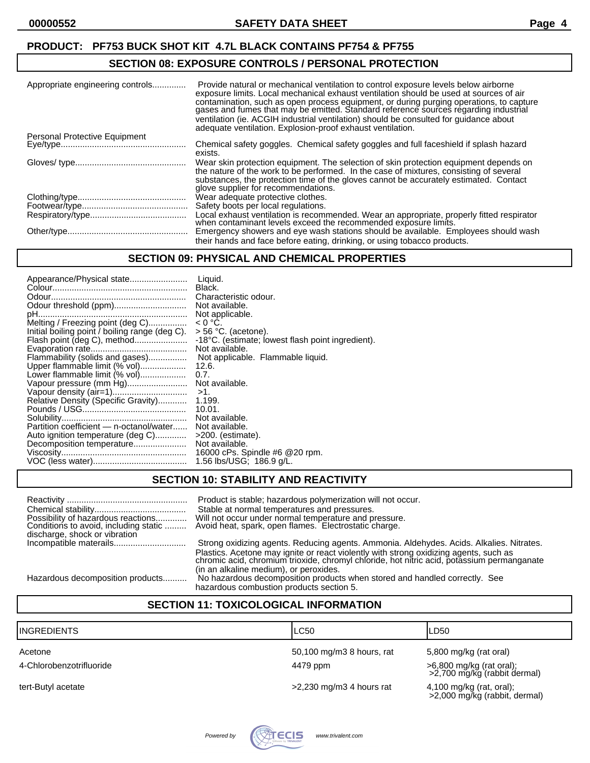**PRODUCT: PF753 BUCK SHOT KIT 4.7L BLACK CONTAINS PF754 & PF755**

## SECTION 08: EXPOSURE CONTROLS / PERSONAL PROTECTION

| | |
|---|---|
| Appropriate engineering controls | Provide natural or mechanical ventilation to control exposure levels below airborne exposure limits. Local mechanical exhaust ventilation should be used at sources of air contamination, such as open process equipment, or during purging operations, to capture gases and fumes that may be emitted. Standard reference sources regarding industrial ventilation (ie. ACGIH industrial ventilation) should be consulted for guidance about adequate ventilation. Explosion-proof exhaust ventilation. |
| **Personal Protective Equipment** | |
| Eye/type | Chemical safety goggles. Chemical safety goggles and full faceshield if splash hazard exists. |
| Gloves/ type | Wear skin protection equipment. The selection of skin protection equipment depends on the nature of the work to be performed. In the case of mixtures, consisting of several substances, the protection time of the gloves cannot be accurately estimated. Contact glove supplier for recommendations. |
| Clothing/type | Wear adequate protective clothes. |
| Footwear/type | Safety boots per local regulations. |
| Respiratory/type | Local exhaust ventilation is recommended. Wear an appropriate, properly fitted respirator when contaminant levels exceed the recommended exposure limits. |
| Other/type | Emergency showers and eye wash stations should be available. Employees should wash their hands and face before eating, drinking, or using tobacco products. |

## SECTION 09: PHYSICAL AND CHEMICAL PROPERTIES

| | |
|---|---|
| Appearance/Physical state | Liquid. |
| Colour | Black. |
| Odour | Characteristic odour. |
| Odour threshold (ppm) | Not available. |
| pH | Not applicable. |
| Melting / Freezing point (deg C) | < 0 °C. |
| Initial boiling point / boiling range (deg C). | > 56 °C. (acetone). |
| Flash point (deg C), method | -18°C. (estimate; lowest flash point ingredient). |
| Evaporation rate | Not available. |
| Flammability (solids and gases) | Not applicable. Flammable liquid. |
| Upper flammable limit (% vol) | 12.6. |
| Lower flammable limit (% vol) | 0.7. |
| Vapour pressure (mm Hg) | Not available. |
| Vapour density (air=1) | >1. |
| Relative Density (Specific Gravity) | 1.199. |
| Pounds / USG | 10.01. |
| Solubility | Not available. |
| Partition coefficient — n-octanol/water | Not available. |
| Auto ignition temperature (deg C) | >200. (estimate). |
| Decomposition temperature | Not available. |
| Viscosity | 16000 cPs. Spindle #6 @20 rpm. |
| VOC (less water) | 1.56 lbs/USG; 186.9 g/L. |

## SECTION 10: STABILITY AND REACTIVITY

| | |
|---|---|
| Reactivity | Product is stable; hazardous polymerization will not occur. |
| Chemical stability | Stable at normal temperatures and pressures. |
| Possibility of hazardous reactions | Will not occur under normal temperature and pressure. |
| Conditions to avoid, including static discharge, shock or vibration | Avoid heat, spark, open flames. Electrostatic charge. |
| Incompatible materails | Strong oxidizing agents. Reducing agents. Ammonia. Aldehydes. Acids. Alkalies. Nitrates. Plastics. Acetone may ignite or react violently with strong oxidizing agents, such as chromic acid, chromium trioxide, chromyl chloride, hot nitric acid, potassium permanganate (in an alkaline medium), or peroxides. |
| Hazardous decomposition products | No hazardous decomposition products when stored and handled correctly. See hazardous combustion products section 5. |

## SECTION 11: TOXICOLOGICAL INFORMATION

| INGREDIENTS | LC50 | LD50 |
|---|---|---|
| Acetone | 50,100 mg/m3 8 hours, rat | 5,800 mg/kg (rat oral) |
| 4-Chlorobenzotrifluoride | 4479 ppm | >6,800 mg/kg (rat oral); >2,700 mg/kg (rabbit dermal) |
| tert-Butyl acetate | >2,230 mg/m3 4 hours rat | 4,100 mg/kg (rat, oral); >2,000 mg/kg (rabbit, dermal) |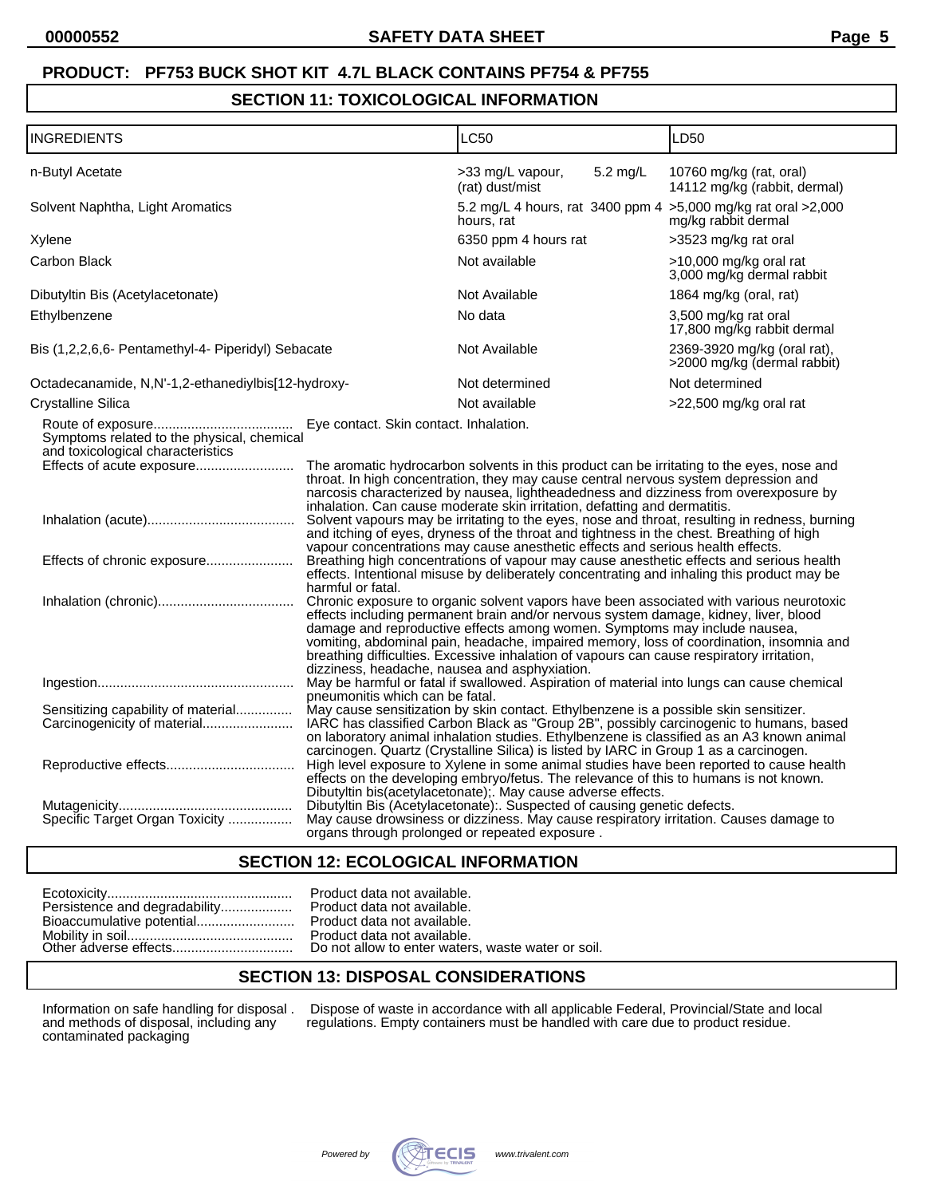**PRODUCT: PF753 BUCK SHOT KIT 4.7L BLACK CONTAINS PF754 & PF755**

## SECTION 11: TOXICOLOGICAL INFORMATION

| INGREDIENTS | LC50 | LD50 |
|---|---|---|
| n-Butyl Acetate | >33 mg/L vapour, (rat) dust/mist 5.2 mg/L | 10760 mg/kg (rat, oral) 14112 mg/kg (rabbit, dermal) |
| Solvent Naphtha, Light Aromatics | 5.2 mg/L 4 hours, rat 3400 ppm 4 hours, rat | >5,000 mg/kg rat oral >2,000 mg/kg rabbit dermal |
| Xylene | 6350 ppm 4 hours rat | >3523 mg/kg rat oral |
| Carbon Black | Not available | >10,000 mg/kg oral rat 3,000 mg/kg dermal rabbit |
| Dibutyltin Bis (Acetylacetonate) | Not Available | 1864 mg/kg (oral, rat) |
| Ethylbenzene | No data | 3,500 mg/kg rat oral 17,800 mg/kg rabbit dermal |
| Bis (1,2,2,6,6- Pentamethyl-4- Piperidyl) Sebacate | Not Available | 2369-3920 mg/kg (oral rat), >2000 mg/kg (dermal rabbit) |
| Octadecanamide, N,N'-1,2-ethanediylbis[12-hydroxy- | Not determined | Not determined |
| Crystalline Silica | Not available | >22,500 mg/kg oral rat |

Route of exposure..................................... Eye contact. Skin contact. Inhalation.

Symptoms related to the physical, chemical and toxicological characteristics

Effects of acute exposure.......................... The aromatic hydrocarbon solvents in this product can be irritating to the eyes, nose and throat. In high concentration, they may cause central nervous system depression and narcosis characterized by nausea, lightheadedness and dizziness from overexposure by inhalation. Can cause moderate skin irritation, defatting and dermatitis.

Inhalation (acute)....................................... Solvent vapours may be irritating to the eyes, nose and throat, resulting in redness, burning and itching of eyes, dryness of the throat and tightness in the chest. Breathing of high vapour concentrations may cause anesthetic effects and serious health effects.

Effects of chronic exposure....................... Breathing high concentrations of vapour may cause anesthetic effects and serious health effects. Intentional misuse by deliberately concentrating and inhaling this product may be harmful or fatal.

Inhalation (chronic).................................... Chronic exposure to organic solvent vapors have been associated with various neurotoxic effects including permanent brain and/or nervous system damage, kidney, liver, blood damage and reproductive effects among women. Symptoms may include nausea, vomiting, abdominal pain, headache, impaired memory, loss of coordination, insomnia and breathing difficulties. Excessive inhalation of vapours can cause respiratory irritation, dizziness, headache, nausea and asphyxiation.

Ingestion.................................................... May be harmful or fatal if swallowed. Aspiration of material into lungs can cause chemical pneumonitis which can be fatal.

Sensitizing capability of material............... May cause sensitization by skin contact. Ethylbenzene is a possible skin sensitizer.

Carcinogenicity of material........................ IARC has classified Carbon Black as "Group 2B", possibly carcinogenic to humans, based on laboratory animal inhalation studies. Ethylbenzene is classified as an A3 known animal carcinogen. Quartz (Crystalline Silica) is listed by IARC in Group 1 as a carcinogen.

Reproductive effects.................................. High level exposure to Xylene in some animal studies have been reported to cause health effects on the developing embryo/fetus. The relevance of this to humans is not known. Dibutyltin bis(acetylacetonate);. May cause adverse effects.

Mutagenicity.............................................. Dibutyltin Bis (Acetylacetonate):. Suspected of causing genetic defects.

Specific Target Organ Toxicity ................. May cause drowsiness or dizziness. May cause respiratory irritation. Causes damage to organs through prolonged or repeated exposure .

## SECTION 12: ECOLOGICAL INFORMATION

Ecotoxicity................................................. Product data not available.
Persistence and degradability................... Product data not available.
Bioaccumulative potential.......................... Product data not available.
Mobility in soil............................................ Product data not available.
Other adverse effects................................ Do not allow to enter waters, waste water or soil.

## SECTION 13: DISPOSAL CONSIDERATIONS

Information on safe handling for disposal . and methods of disposal, including any contaminated packaging — Dispose of waste in accordance with all applicable Federal, Provincial/State and local regulations. Empty containers must be handled with care due to product residue.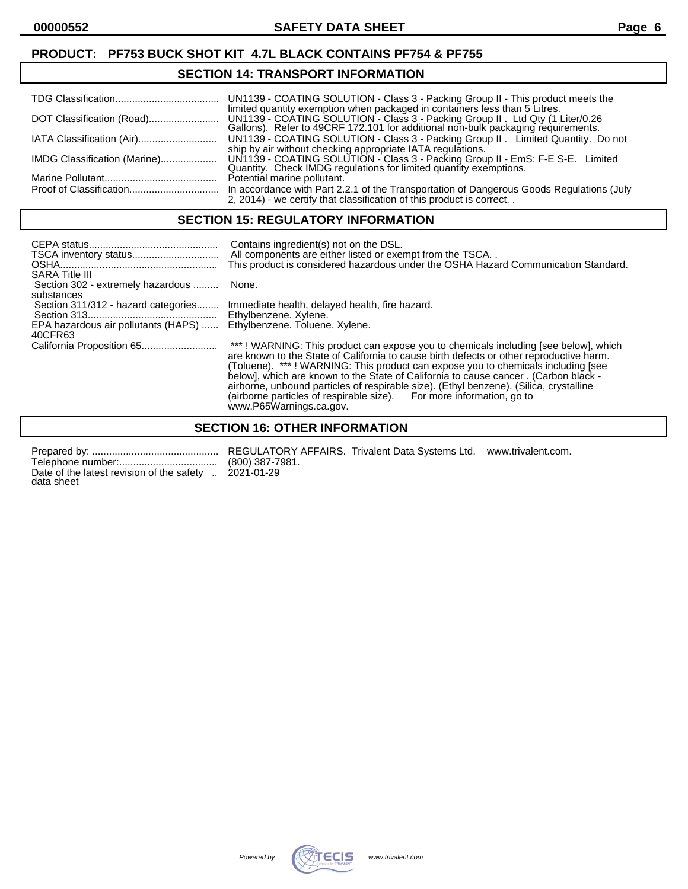**PRODUCT: PF753 BUCK SHOT KIT 4.7L BLACK CONTAINS PF754 & PF755**

## SECTION 14: TRANSPORT INFORMATION

| | |
|---|---|
| TDG Classification | UN1139 - COATING SOLUTION - Class 3 - Packing Group II - This product meets the limited quantity exemption when packaged in containers less than 5 Litres. |
| DOT Classification (Road) | UN1139 - COATING SOLUTION - Class 3 - Packing Group II . Ltd Qty (1 Liter/0.26 Gallons). Refer to 49CRF 172.101 for additional non-bulk packaging requirements. |
| IATA Classification (Air) | UN1139 - COATING SOLUTION - Class 3 - Packing Group II . Limited Quantity. Do not ship by air without checking appropriate IATA regulations. |
| IMDG Classification (Marine) | UN1139 - COATING SOLUTION - Class 3 - Packing Group II - EmS: F-E S-E. Limited Quantity. Check IMDG regulations for limited quantity exemptions. |
| Marine Pollutant | Potential marine pollutant. |
| Proof of Classification | In accordance with Part 2.2.1 of the Transportation of Dangerous Goods Regulations (July 2, 2014) - we certify that classification of this product is correct. . |

## SECTION 15: REGULATORY INFORMATION

| | |
|---|---|
| CEPA status | Contains ingredient(s) not on the DSL. |
| TSCA inventory status | All components are either listed or exempt from the TSCA. . |
| OSHA | This product is considered hazardous under the OSHA Hazard Communication Standard. |
| SARA Title III | |
| Section 302 - extremely hazardous substances | None. |
| Section 311/312 - hazard categories | Immediate health, delayed health, fire hazard. |
| Section 313 | Ethylbenzene. Xylene. |
| EPA hazardous air pollutants (HAPS) 40CFR63 | Ethylbenzene. Toluene. Xylene. |
| California Proposition 65 | *** ! WARNING: This product can expose you to chemicals including [see below], which are known to the State of California to cause birth defects or other reproductive harm. (Toluene). *** ! WARNING: This product can expose you to chemicals including [see below], which are known to the State of California to cause cancer . (Carbon black - airborne, unbound particles of respirable size). (Ethyl benzene). (Silica, crystalline (airborne particles of respirable size). For more information, go to www.P65Warnings.ca.gov. |

## SECTION 16: OTHER INFORMATION

| | |
|---|---|
| Prepared by: | REGULATORY AFFAIRS. Trivalent Data Systems Ltd. www.trivalent.com. |
| Telephone number: | (800) 387-7981. |
| Date of the latest revision of the safety data sheet | 2021-01-29 |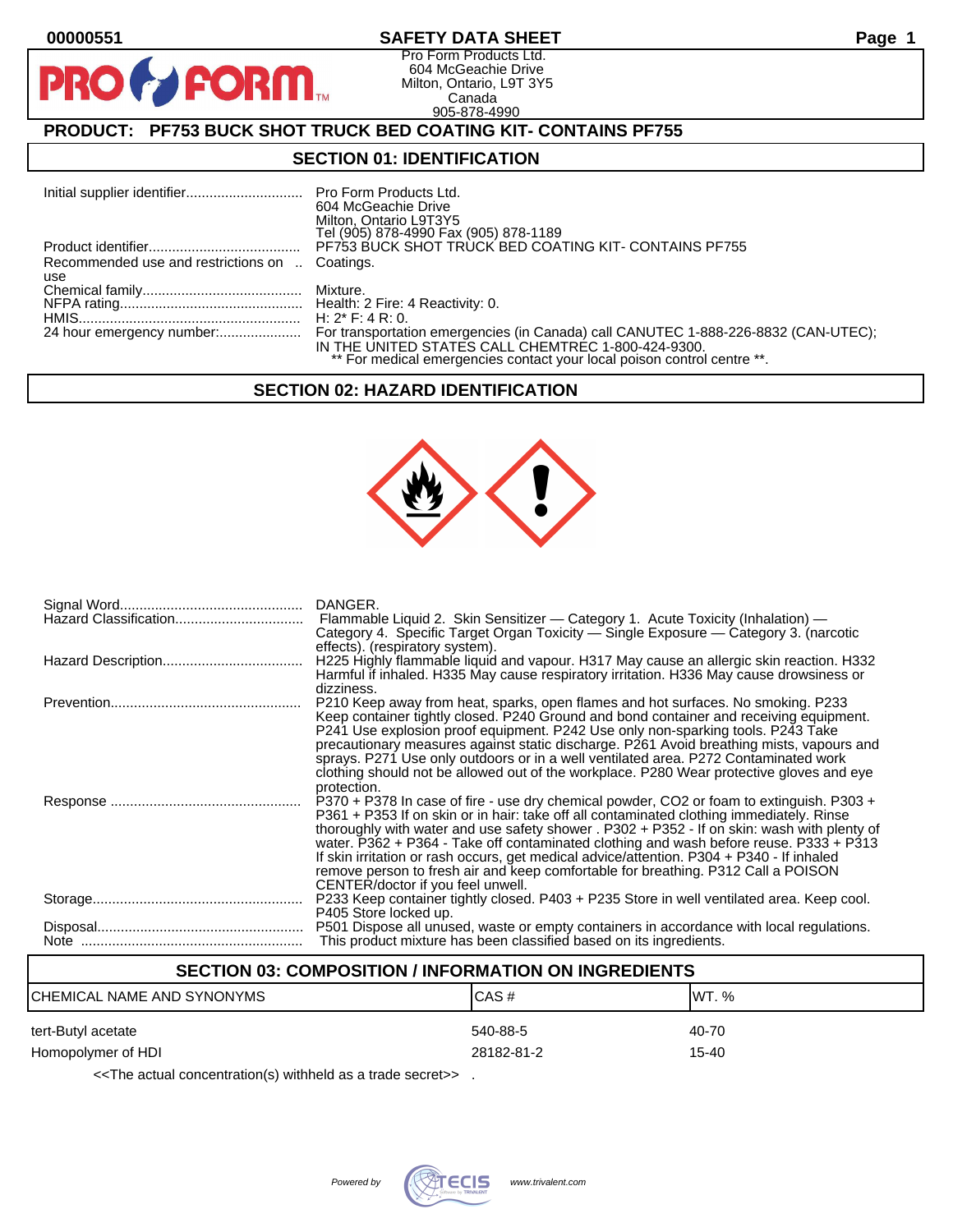00000551 **SAFETY DATA SHEET**

Pro Form Products Ltd.
604 McGeachie Drive
Milton, Ontario, L9T 3Y5
Canada
905-878-4990

## PRODUCT: PF753 BUCK SHOT TRUCK BED COATING KIT- CONTAINS PF755

## SECTION 01: IDENTIFICATION

| | |
|---|---|
| Initial supplier identifier | Pro Form Products Ltd.<br>604 McGeachie Drive<br>Milton, Ontario L9T3Y5<br>Tel (905) 878-4990 Fax (905) 878-1189 |
| Product identifier | PF753 BUCK SHOT TRUCK BED COATING KIT- CONTAINS PF755 |
| Recommended use and restrictions on use | Coatings. |
| Chemical family | Mixture. |
| NFPA rating | Health: 2 Fire: 4 Reactivity: 0. |
| HMIS | H: 2* F: 4 R: 0. |
| 24 hour emergency number: | For transportation emergencies (in Canada) call CANUTEC 1-888-226-8832 (CAN-UTEC); IN THE UNITED STATES CALL CHEMTREC 1-800-424-9300.<br>** For medical emergencies contact your local poison control centre **. |

## SECTION 02: HAZARD IDENTIFICATION

| | |
|---|---|
| Signal Word | DANGER. |
| Hazard Classification | Flammable Liquid 2. Skin Sensitizer — Category 1. Acute Toxicity (Inhalation) — Category 4. Specific Target Organ Toxicity — Single Exposure — Category 3. (narcotic effects). (respiratory system). |
| Hazard Description | H225 Highly flammable liquid and vapour. H317 May cause an allergic skin reaction. H332 Harmful if inhaled. H335 May cause respiratory irritation. H336 May cause drowsiness or dizziness. |
| Prevention | P210 Keep away from heat, sparks, open flames and hot surfaces. No smoking. P233 Keep container tightly closed. P240 Ground and bond container and receiving equipment. P241 Use explosion proof equipment. P242 Use only non-sparking tools. P243 Take precautionary measures against static discharge. P261 Avoid breathing mists, vapours and sprays. P271 Use only outdoors or in a well ventilated area. P272 Contaminated work clothing should not be allowed out of the workplace. P280 Wear protective gloves and eye protection. |
| Response | P370 + P378 In case of fire - use dry chemical powder, CO2 or foam to extinguish. P303 + P361 + P353 If on skin or in hair: take off all contaminated clothing immediately. Rinse thoroughly with water and use safety shower . P302 + P352 - If on skin: wash with plenty of water. P362 + P364 - Take off contaminated clothing and wash before reuse. P333 + P313 If skin irritation or rash occurs, get medical advice/attention. P304 + P340 - If inhaled remove person to fresh air and keep comfortable for breathing. P312 Call a POISON CENTER/doctor if you feel unwell. |
| Storage | P233 Keep container tightly closed. P403 + P235 Store in well ventilated area. Keep cool. P405 Store locked up. |
| Disposal | P501 Dispose all unused, waste or empty containers in accordance with local regulations. |
| Note | This product mixture has been classified based on its ingredients. |

## SECTION 03: COMPOSITION / INFORMATION ON INGREDIENTS

| CHEMICAL NAME AND SYNONYMS | CAS # | WT. % |
|---|---|---|
| tert-Butyl acetate | 540-88-5 | 40-70 |
| Homopolymer of HDI | 28182-81-2 | 15-40 |

<<The actual concentration(s) withheld as a trade secret>> .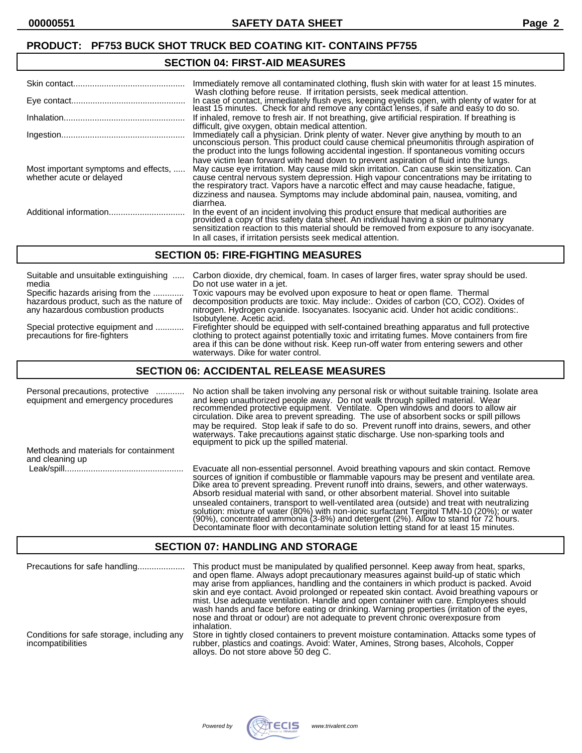**PRODUCT: PF753 BUCK SHOT TRUCK BED COATING KIT- CONTAINS PF755**

## SECTION 04: FIRST-AID MEASURES

| | |
|---|---|
| Skin contact | Immediately remove all contaminated clothing, flush skin with water for at least 15 minutes. Wash clothing before reuse. If irritation persists, seek medical attention. |
| Eye contact | In case of contact, immediately flush eyes, keeping eyelids open, with plenty of water for at least 15 minutes. Check for and remove any contact lenses, if safe and easy to do so. |
| Inhalation | If inhaled, remove to fresh air. If not breathing, give artificial respiration. If breathing is difficult, give oxygen, obtain medical attention. |
| Ingestion | Immediately call a physician. Drink plenty of water. Never give anything by mouth to an unconscious person. This product could cause chemical pneumonitis through aspiration of the product into the lungs following accidental ingestion. If spontaneous vomiting occurs have victim lean forward with head down to prevent aspiration of fluid into the lungs. |
| Most important symptoms and effects, whether acute or delayed | May cause eye irritation. May cause mild skin irritation. Can cause skin sensitization. Can cause central nervous system depression. High vapour concentrations may be irritating to the respiratory tract. Vapors have a narcotic effect and may cause headache, fatigue, dizziness and nausea. Symptoms may include abdominal pain, nausea, vomiting, and diarrhea. |
| Additional information | In the event of an incident involving this product ensure that medical authorities are provided a copy of this safety data sheet. An individual having a skin or pulmonary sensitization reaction to this material should be removed from exposure to any isocyanate. In all cases, if irritation persists seek medical attention. |

## SECTION 05: FIRE-FIGHTING MEASURES

| | |
|---|---|
| Suitable and unsuitable extinguishing media | Carbon dioxide, dry chemical, foam. In cases of larger fires, water spray should be used. Do not use water in a jet. |
| Specific hazards arising from the hazardous product, such as the nature of any hazardous combustion products | Toxic vapours may be evolved upon exposure to heat or open flame. Thermal decomposition products are toxic. May include:. Oxides of carbon (CO, $CO_2$). Oxides of nitrogen. Hydrogen cyanide. Isocyanates. Isocyanic acid. Under hot acidic conditions:. Isobutylene. Acetic acid. |
| Special protective equipment and precautions for fire-fighters | Firefighter should be equipped with self-contained breathing apparatus and full protective clothing to protect against potentially toxic and irritating fumes. Move containers from fire area if this can be done without risk. Keep run-off water from entering sewers and other waterways. Dike for water control. |

## SECTION 06: ACCIDENTAL RELEASE MEASURES

| | |
|---|---|
| Personal precautions, protective equipment and emergency procedures | No action shall be taken involving any personal risk or without suitable training. Isolate area and keep unauthorized people away. Do not walk through spilled material. Wear recommended protective equipment. Ventilate. Open windows and doors to allow air circulation. Dike area to prevent spreading. The use of absorbent socks or spill pillows may be required. Stop leak if safe to do so. Prevent runoff into drains, sewers, and other waterways. Take precautions against static discharge. Use non-sparking tools and equipment to pick up the spilled material. |
| Methods and materials for containment and cleaning up | |
| Leak/spill | Evacuate all non-essential personnel. Avoid breathing vapours and skin contact. Remove sources of ignition if combustible or flammable vapours may be present and ventilate area. Dike area to prevent spreading. Prevent runoff into drains, sewers, and other waterways. Absorb residual material with sand, or other absorbent material. Shovel into suitable unsealed containers, transport to well-ventilated area (outside) and treat with neutralizing solution: mixture of water (80%) with non-ionic surfactant Tergitol TMN-10 (20%); or water (90%), concentrated ammonia (3-8%) and detergent (2%). Allow to stand for 72 hours. Decontaminate floor with decontaminate solution letting stand for at least 15 minutes. |

## SECTION 07: HANDLING AND STORAGE

| | |
|---|---|
| Precautions for safe handling | This product must be manipulated by qualified personnel. Keep away from heat, sparks, and open flame. Always adopt precautionary measures against build-up of static which may arise from appliances, handling and the containers in which product is packed. Avoid skin and eye contact. Avoid prolonged or repeated skin contact. Avoid breathing vapours or mist. Use adequate ventilation. Handle and open container with care. Employees should wash hands and face before eating or drinking. Warning properties (irritation of the eyes, nose and throat or odour) are not adequate to prevent chronic overexposure from inhalation. |
| Conditions for safe storage, including any incompatibilities | Store in tightly closed containers to prevent moisture contamination. Attacks some types of rubber, plastics and coatings. Avoid: Water, Amines, Strong bases, Alcohols, Copper alloys. Do not store above 50 deg C. |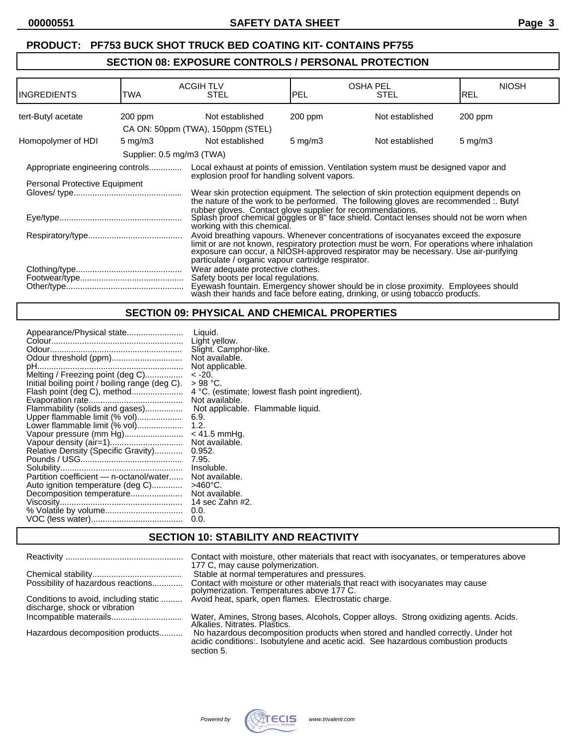**PRODUCT: PF753 BUCK SHOT TRUCK BED COATING KIT- CONTAINS PF755**

## SECTION 08: EXPOSURE CONTROLS / PERSONAL PROTECTION

| INGREDIENTS | ACGIH TLV TWA | ACGIH TLV STEL | OSHA PEL PEL | OSHA PEL STEL | NIOSH REL |
|---|---|---|---|---|---|
| tert-Butyl acetate | 200 ppm | Not established | 200 ppm | Not established | 200 ppm |
| | CA ON: 50ppm (TWA), 150ppm (STEL) | | | | |
| Homopolymer of HDI | 5 mg/m3 | Not established | 5 mg/m3 | Not established | 5 mg/m3 |
| | Supplier: 0.5 mg/m3 (TWA) | | | | |

Appropriate engineering controls............. Local exhaust at points of emission. Ventilation system must be designed vapor and explosion proof for handling solvent vapors.

Personal Protective Equipment

Gloves/ type............................................. Wear skin protection equipment. The selection of skin protection equipment depends on the nature of the work to be performed. The following gloves are recommended :. Butyl rubber gloves. Contact glove supplier for recommendations.

Eye/type................................................... Splash proof chemical goggles or 8" face shield. Contact lenses should not be worn when working with this chemical.

Respiratory/type....................................... Avoid breathing vapours. Whenever concentrations of isocyanates exceed the exposure limit or are not known, respiratory protection must be worn. For operations where inhalation exposure can occur, a NIOSH-approved respirator may be necessary. Use air-purifying particulate / organic vapour cartridge respirator.

Clothing/type............................................ Wear adequate protective clothes.

Footwear/type........................................... Safety boots per local regulations.

Other/type................................................. Eyewash fountain. Emergency shower should be in close proximity. Employees should wash their hands and face before eating, drinking, or using tobacco products.

## SECTION 09: PHYSICAL AND CHEMICAL PROPERTIES

Appearance/Physical state........................ Liquid.
Colour....................................................... Light yellow.
Odour........................................................ Slight. Camphor-like.
Odour threshold (ppm).............................. Not available.
pH.............................................................. Not applicable.
Melting / Freezing point (deg C)................ < -20.
Initial boiling point / boiling range (deg C). > 98 °C.
Flash point (deg C), method...................... 4 °C. (estimate; lowest flash point ingredient).
Evaporation rate........................................ Not available.
Flammability (solids and gases)................ Not applicable. Flammable liquid.
Upper flammable limit (% vol)................... 6.9.
Lower flammable limit (% vol)................... 1.2.
Vapour pressure (mm Hg)......................... < 41.5 mmHg.
Vapour density (air=1).............................. Not available.
Relative Density (Specific Gravity)............ 0.952.
Pounds / USG........................................... 7.95.
Solubility.................................................... Insoluble.
Partition coefficient — n-octanol/water...... Not available.
Auto ignition temperature (deg C)............. >460°C.
Decomposition temperature...................... Not available.
Viscosity.................................................... 14 sec Zahn #2.
% Volatile by volume................................. 0.0.
VOC (less water)....................................... 0.0.

## SECTION 10: STABILITY AND REACTIVITY

Reactivity ................................................. Contact with moisture, other materials that react with isocyanates, or temperatures above 177 C, may cause polymerization.

Chemical stability...................................... Stable at normal temperatures and pressures.

Possibility of hazardous reactions............. Contact with moisture or other materials that react with isocyanates may cause polymerization. Temperatures above 177 C.

Conditions to avoid, including static discharge, shock or vibration ......... Avoid heat, spark, open flames. Electrostatic charge.

Incompatible materails.............................. Water, Amines, Strong bases, Alcohols, Copper alloys. Strong oxidizing agents. Acids. Alkalies. Nitrates. Plastics.

Hazardous decomposition products.......... No hazardous decomposition products when stored and handled correctly. Under hot acidic conditions:. Isobutylene and acetic acid. See hazardous combustion products section 5.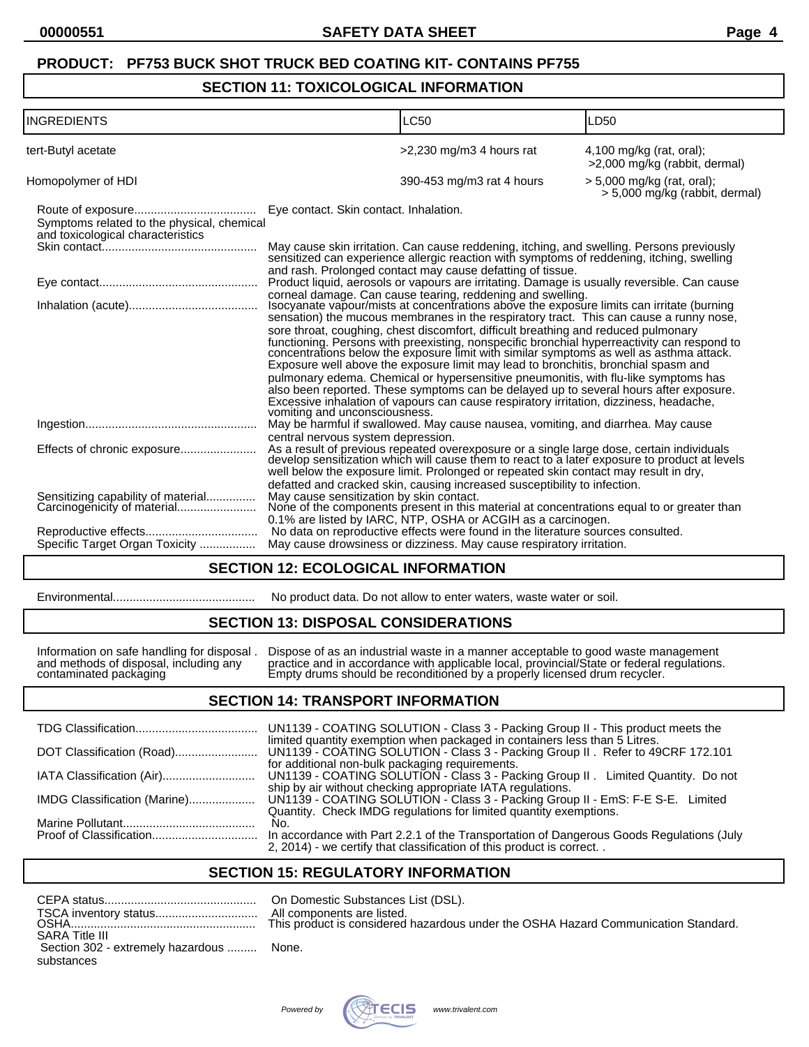**PRODUCT: PF753 BUCK SHOT TRUCK BED COATING KIT- CONTAINS PF755**

## SECTION 11: TOXICOLOGICAL INFORMATION

| INGREDIENTS | LC50 | LD50 |
|---|---|---|
| tert-Butyl acetate | >2,230 mg/m3 4 hours rat | 4,100 mg/kg (rat, oral); >2,000 mg/kg (rabbit, dermal) |
| Homopolymer of HDI | 390-453 mg/m3 rat 4 hours | > 5,000 mg/kg (rat, oral); > 5,000 mg/kg (rabbit, dermal) |

Route of exposure.................................... Eye contact. Skin contact. Inhalation.

Symptoms related to the physical, chemical and toxicological characteristics

Skin contact.............................................. May cause skin irritation. Can cause reddening, itching, and swelling. Persons previously sensitized can experience allergic reaction with symptoms of reddening, itching, swelling and rash. Prolonged contact may cause defatting of tissue.

Eye contact............................................... Product liquid, aerosols or vapours are irritating. Damage is usually reversible. Can cause corneal damage. Can cause tearing, reddening and swelling.

Inhalation (acute)....................................... Isocyanate vapour/mists at concentrations above the exposure limits can irritate (burning sensation) the mucous membranes in the respiratory tract. This can cause a runny nose, sore throat, coughing, chest discomfort, difficult breathing and reduced pulmonary functioning. Persons with preexisting, nonspecific bronchial hyperreactivity can respond to concentrations below the exposure limit with similar symptoms as well as asthma attack. Exposure well above the exposure limit may lead to bronchitis, bronchial spasm and pulmonary edema. Chemical or hypersensitive pneumonitis, with flu-like symptoms has also been reported. These symptoms can be delayed up to several hours after exposure. Excessive inhalation of vapours can cause respiratory irritation, dizziness, headache, vomiting and unconsciousness.

Ingestion................................................... May be harmful if swallowed. May cause nausea, vomiting, and diarrhea. May cause central nervous system depression.

Effects of chronic exposure....................... As a result of previous repeated overexposure or a single large dose, certain individuals develop sensitization which will cause them to react to a later exposure to product at levels well below the exposure limit. Prolonged or repeated skin contact may result in dry, defatted and cracked skin, causing increased susceptibility to infection.

Sensitizing capability of material............... May cause sensitization by skin contact.

Carcinogenicity of material........................ None of the components present in this material at concentrations equal to or greater than 0.1% are listed by IARC, NTP, OSHA or ACGIH as a carcinogen.

Reproductive effects.................................. No data on reproductive effects were found in the literature sources consulted.

Specific Target Organ Toxicity ................. May cause drowsiness or dizziness. May cause respiratory irritation.

## SECTION 12: ECOLOGICAL INFORMATION

Environmental........................................... No product data. Do not allow to enter waters, waste water or soil.

## SECTION 13: DISPOSAL CONSIDERATIONS

Information on safe handling for disposal and methods of disposal, including any contaminated packaging . Dispose of as an industrial waste in a manner acceptable to good waste management practice and in accordance with applicable local, provincial/State or federal regulations. Empty drums should be reconditioned by a properly licensed drum recycler.

## SECTION 14: TRANSPORT INFORMATION

TDG Classification..................................... UN1139 - COATING SOLUTION - Class 3 - Packing Group II - This product meets the limited quantity exemption when packaged in containers less than 5 Litres.

DOT Classification (Road).......................... UN1139 - COATING SOLUTION - Class 3 - Packing Group II . Refer to 49CRF 172.101 for additional non-bulk packaging requirements.

IATA Classification (Air)............................ UN1139 - COATING SOLUTION - Class 3 - Packing Group II . Limited Quantity. Do not ship by air without checking appropriate IATA regulations.

IMDG Classification (Marine).................... UN1139 - COATING SOLUTION - Class 3 - Packing Group II - EmS: F-E S-E. Limited Quantity. Check IMDG regulations for limited quantity exemptions.

Marine Pollutant......................................... No.

Proof of Classification................................ In accordance with Part 2.2.1 of the Transportation of Dangerous Goods Regulations (July 2, 2014) - we certify that classification of this product is correct. .

## SECTION 15: REGULATORY INFORMATION

CEPA status.............................................. On Domestic Substances List (DSL).

TSCA inventory status............................... All components are listed.

OSHA........................................................ This product is considered hazardous under the OSHA Hazard Communication Standard.

SARA Title III

Section 302 - extremely hazardous substances ......... None.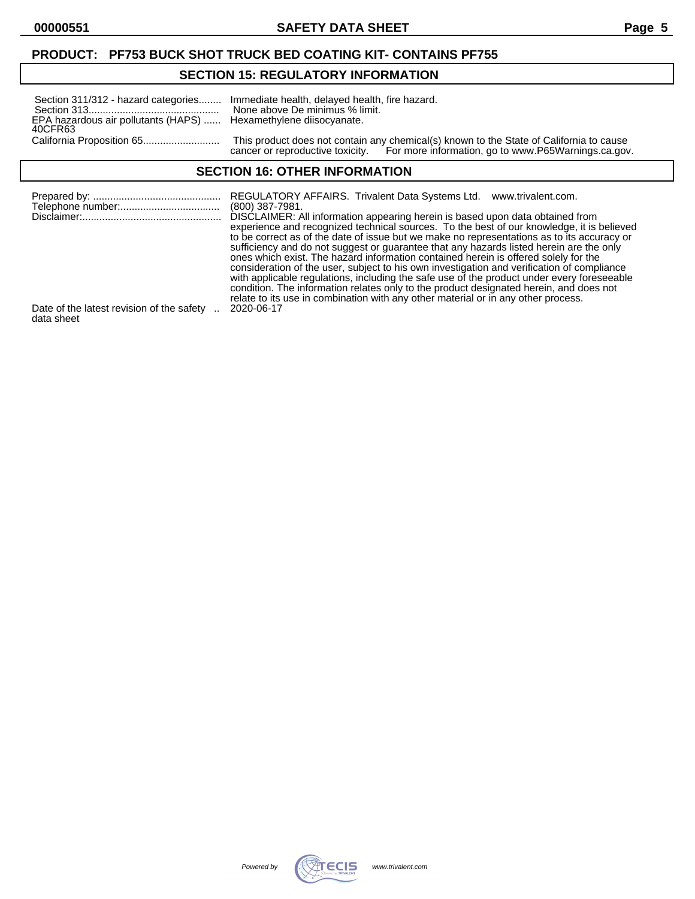**PRODUCT: PF753 BUCK SHOT TRUCK BED COATING KIT- CONTAINS PF755**

## SECTION 15: REGULATORY INFORMATION

| | |
|---|---|
| Section 311/312 - hazard categories........ | Immediate health, delayed health, fire hazard. |
| Section 313............................................. | None above De minimus % limit. |
| EPA hazardous air pollutants (HAPS) ...... 40CFR63 | Hexamethylene diisocyanate. |
| California Proposition 65........................... | This product does not contain any chemical(s) known to the State of California to cause cancer or reproductive toxicity. For more information, go to www.P65Warnings.ca.gov. |

## SECTION 16: OTHER INFORMATION

| | |
|---|---|
| Prepared by: ............................................ | REGULATORY AFFAIRS. Trivalent Data Systems Ltd. www.trivalent.com. |
| Telephone number:................................... | (800) 387-7981. |
| Disclaimer:................................................. | DISCLAIMER: All information appearing herein is based upon data obtained from experience and recognized technical sources. To the best of our knowledge, it is believed to be correct as of the date of issue but we make no representations as to its accuracy or sufficiency and do not suggest or guarantee that any hazards listed herein are the only ones which exist. The hazard information contained herein is offered solely for the consideration of the user, subject to his own investigation and verification of compliance with applicable regulations, including the safe use of the product under every foreseeable condition. The information relates only to the product designated herein, and does not relate to its use in combination with any other material or in any other process. |
| Date of the latest revision of the safety .. data sheet | 2020-06-17 |